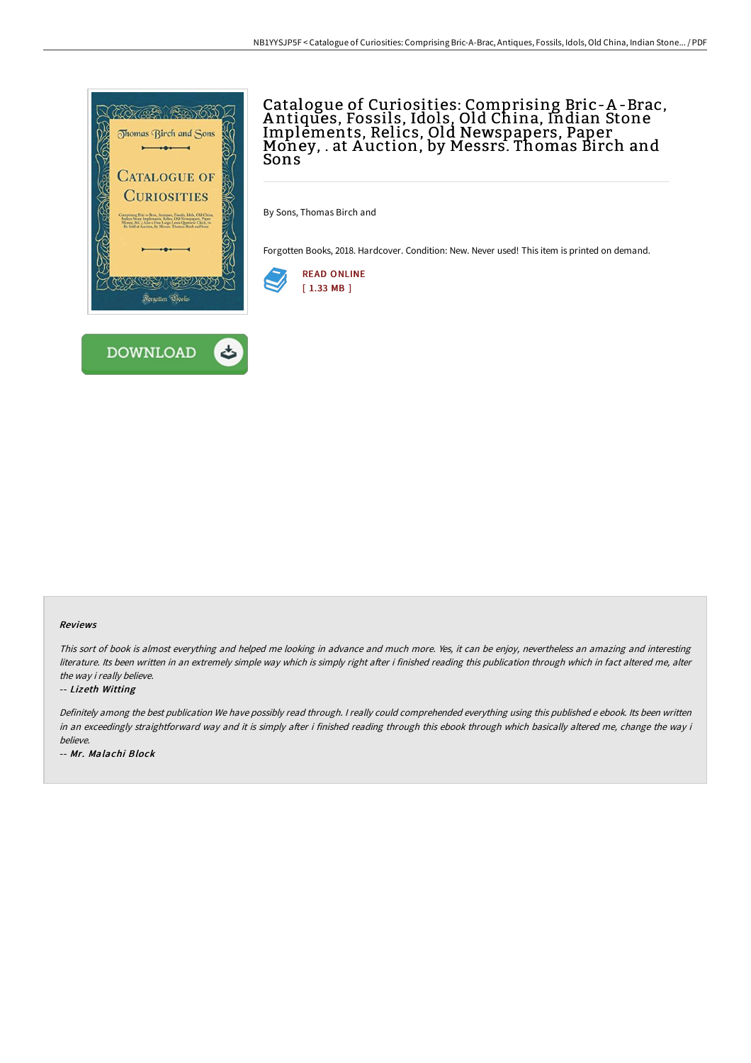# Catalogue of Curiosities: Comprising Bric-A-Brac, Antiques, Fossils, Idols, Old China, Indian Stone Implements, Relics, Old Newspapers, Paper Money, . at Auction, by Messrs. Thomas Birch and Sons

By Sons, Thomas Birch and

Forgotten Books, 2018. Hardcover. Condition: New. Never used! This item is printed on demand.

READ ONLINE
[ 1.33 MB ]

DOWNLOAD

#### Reviews

*This sort of book is almost everything and helped me looking in advance and much more. Yes, it can be enjoy, nevertheless an amazing and interesting literature. Its been written in an extremely simple way which is simply right after i finished reading this publication through which in fact altered me, alter the way i really believe.*

-- ***Lizeth Witting***

*Definitely among the best publication We have possibly read through. I really could comprehended everything using this published e ebook. Its been written in an exceedingly straightforward way and it is simply after i finished reading through this ebook through which basically altered me, change the way i believe.*

-- ***Mr. Malachi Block***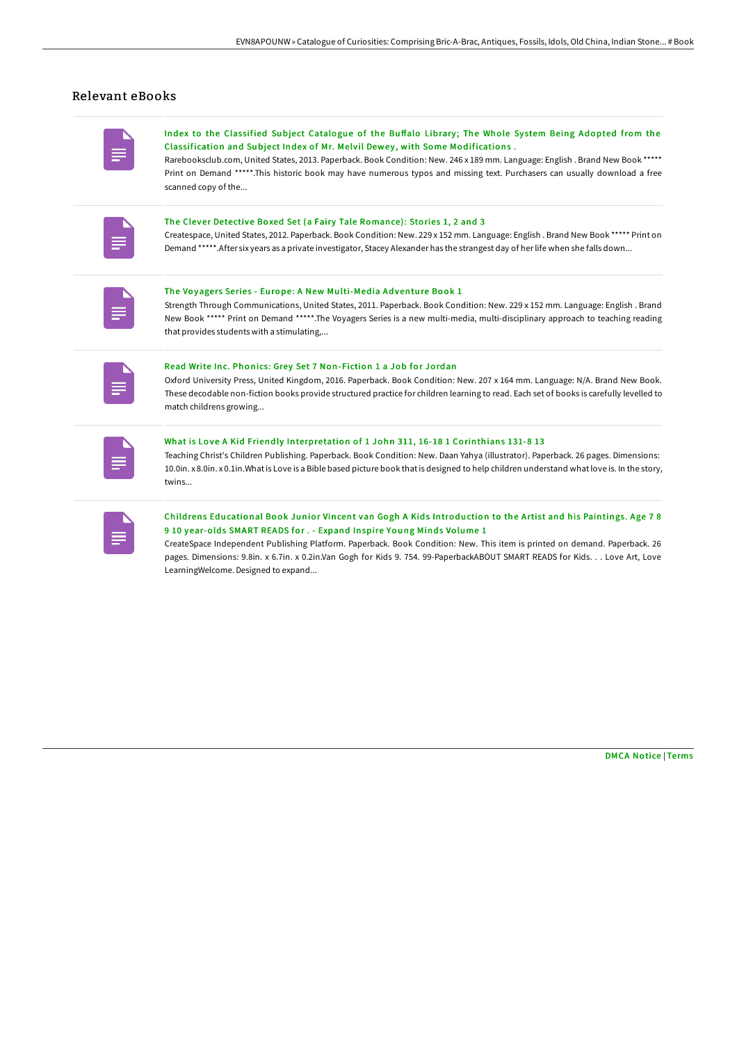## Relevant eBooks

**Index to the Classified Subject Catalogue of the Buffalo Library; The Whole System Being Adopted from the Classification and Subject Index of Mr. Melvil Dewey, with Some Modifications .**

Rarebooksclub.com, United States, 2013. Paperback. Book Condition: New. 246 x 189 mm. Language: English . Brand New Book ***** Print on Demand *****.This historic book may have numerous typos and missing text. Purchasers can usually download a free scanned copy of the...

**The Clever Detective Boxed Set (a Fairy Tale Romance): Stories 1, 2 and 3**

Createspace, United States, 2012. Paperback. Book Condition: New. 229 x 152 mm. Language: English . Brand New Book ***** Print on Demand *****.After six years as a private investigator, Stacey Alexander has the strangest day of her life when she falls down...

**The Voyagers Series - Europe: A New Multi-Media Adventure Book 1**

Strength Through Communications, United States, 2011. Paperback. Book Condition: New. 229 x 152 mm. Language: English . Brand New Book ***** Print on Demand *****.The Voyagers Series is a new multi-media, multi-disciplinary approach to teaching reading that provides students with a stimulating,...

**Read Write Inc. Phonics: Grey Set 7 Non-Fiction 1 a Job for Jordan**

Oxford University Press, United Kingdom, 2016. Paperback. Book Condition: New. 207 x 164 mm. Language: N/A. Brand New Book. These decodable non-fiction books provide structured practice for children learning to read. Each set of books is carefully levelled to match childrens growing...

**What is Love A Kid Friendly Interpretation of 1 John 311, 16-18 1 Corinthians 131-8 13**

Teaching Christ's Children Publishing. Paperback. Book Condition: New. Daan Yahya (illustrator). Paperback. 26 pages. Dimensions: 10.0in. x 8.0in. x 0.1in.What is Love is a Bible based picture book that is designed to help children understand what love is. In the story, twins...

**Childrens Educational Book Junior Vincent van Gogh A Kids Introduction to the Artist and his Paintings. Age 7 8 9 10 year-olds SMART READS for . - Expand Inspire Young Minds Volume 1**

CreateSpace Independent Publishing Platform. Paperback. Book Condition: New. This item is printed on demand. Paperback. 26 pages. Dimensions: 9.8in. x 6.7in. x 0.2in.Van Gogh for Kids 9. 754. 99-PaperbackABOUT SMART READS for Kids. . . Love Art, Love LearningWelcome. Designed to expand...

DMCA Notice | Terms